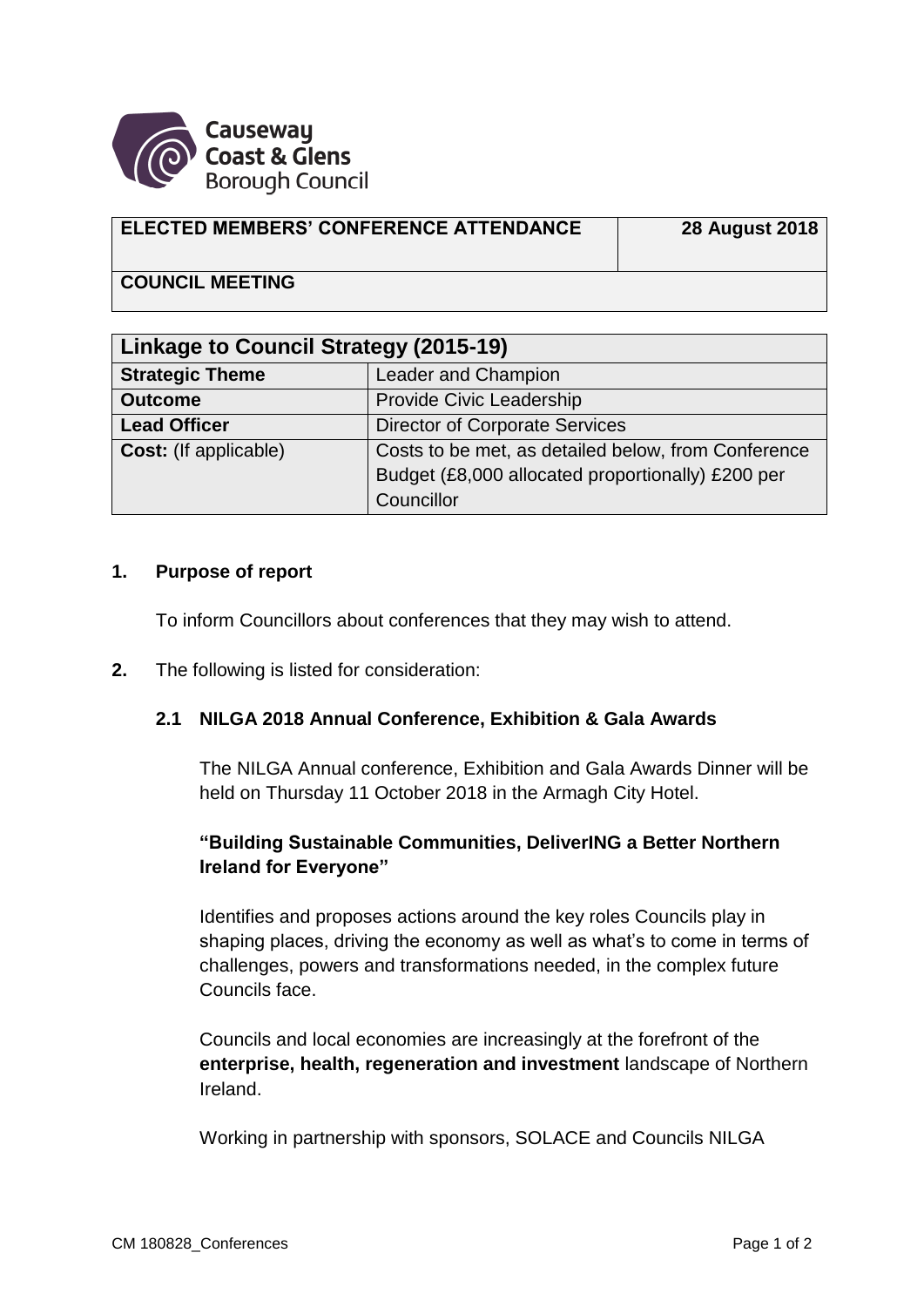Causeway Coast & Glens Borough Council

| ELECTED MEMBERS' CONFERENCE ATTENDANCE | 28 August 2018 |
| --- | --- |
| COUNCIL MEETING | |

| Linkage to Council Strategy (2015-19) | |
| --- | --- |
| **Strategic Theme** | Leader and Champion |
| **Outcome** | Provide Civic Leadership |
| **Lead Officer** | Director of Corporate Services |
| **Cost:** (If applicable) | Costs to be met, as detailed below, from Conference Budget (£8,000 allocated proportionally) £200 per Councillor |

**1. Purpose of report**

To inform Councillors about conferences that they may wish to attend.

**2.** The following is listed for consideration:

**2.1 NILGA 2018 Annual Conference, Exhibition & Gala Awards**

The NILGA Annual conference, Exhibition and Gala Awards Dinner will be held on Thursday 11 October 2018 in the Armagh City Hotel.

**"Building Sustainable Communities, DeliverING a Better Northern Ireland for Everyone"**

Identifies and proposes actions around the key roles Councils play in shaping places, driving the economy as well as what's to come in terms of challenges, powers and transformations needed, in the complex future Councils face.

Councils and local economies are increasingly at the forefront of the **enterprise, health, regeneration and investment** landscape of Northern Ireland.

Working in partnership with sponsors, SOLACE and Councils NILGA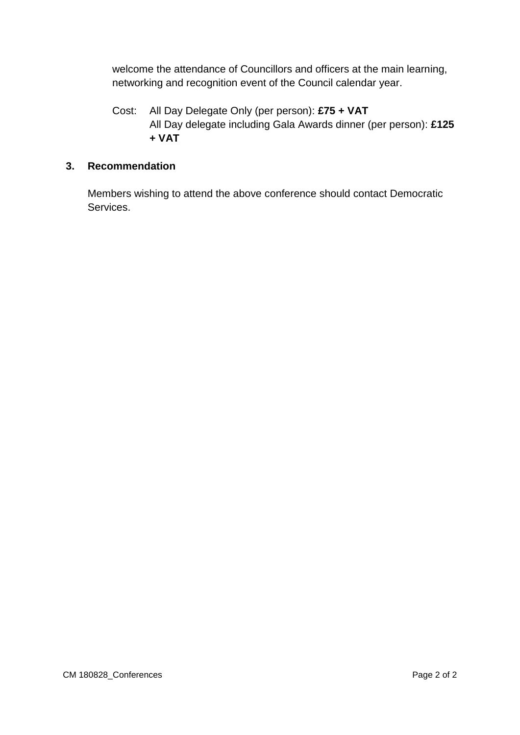welcome the attendance of Councillors and officers at the main learning, networking and recognition event of the Council calendar year.

Cost: All Day Delegate Only (per person): **£75 + VAT**
All Day delegate including Gala Awards dinner (per person): **£125 + VAT**

## 3. Recommendation

Members wishing to attend the above conference should contact Democratic Services.